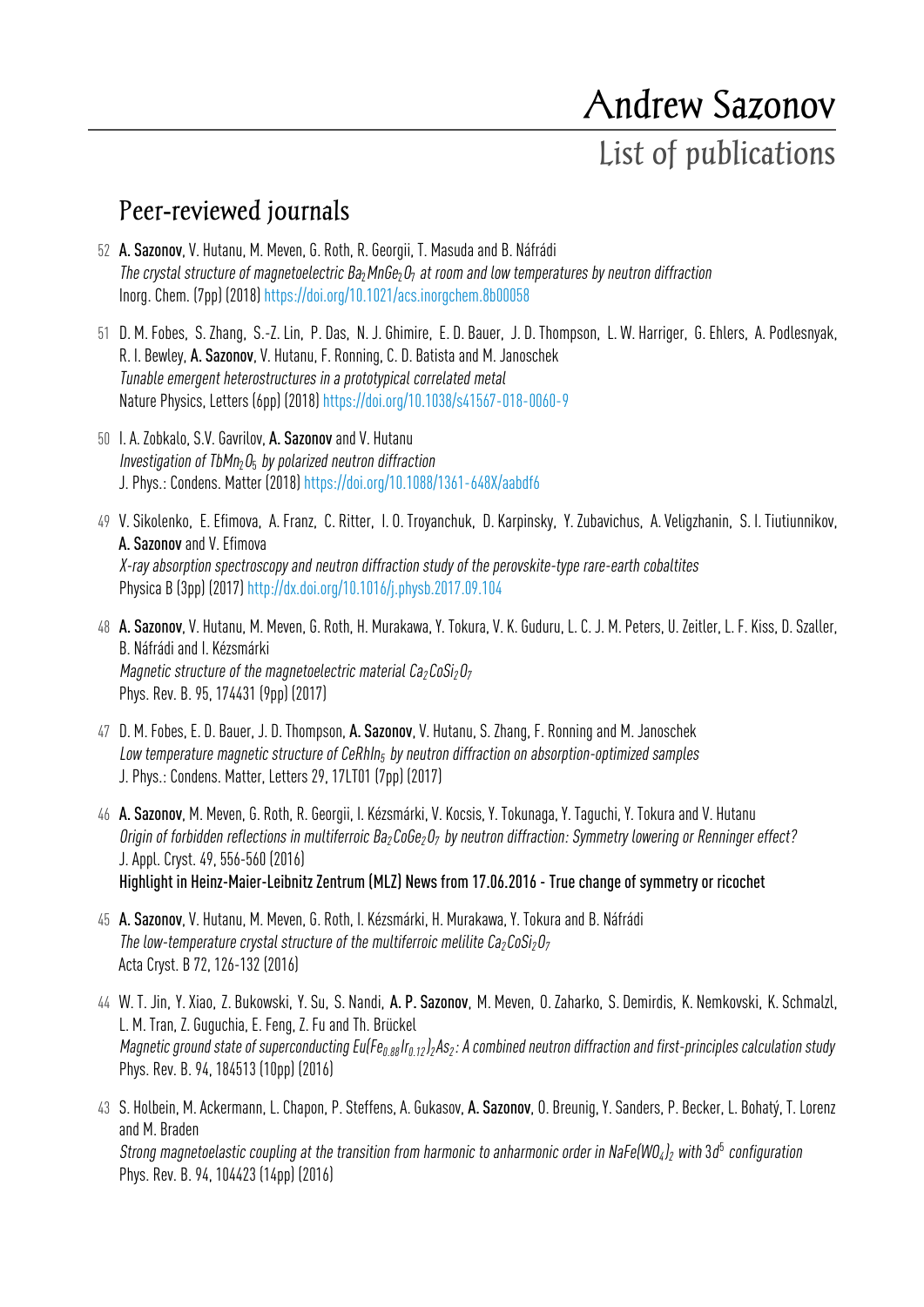# Andrew Sazonov

## List of publications

### Peer-reviewed journals

52 **A. Sazonov**, V. Hutanu, M. Meven, G. Roth, R. Georgii, T. Masuda and B. Náfrádi
*The crystal structure of magnetoelectric $Ba_2MnGe_2O_7$ at room and low temperatures by neutron diffraction*
Inorg. Chem. (7pp) (2018) https://doi.org/10.1021/acs.inorgchem.8b00058

51 D. M. Fobes, S. Zhang, S.-Z. Lin, P. Das, N. J. Ghimire, E. D. Bauer, J. D. Thompson, L. W. Harriger, G. Ehlers, A. Podlesnyak, R. I. Bewley, **A. Sazonov**, V. Hutanu, F. Ronning, C. D. Batista and M. Janoschek
*Tunable emergent heterostructures in a prototypical correlated metal*
Nature Physics, Letters (6pp) (2018) https://doi.org/10.1038/s41567-018-0060-9

50 I. A. Zobkalo, S.V. Gavrilov, **A. Sazonov** and V. Hutanu
*Investigation of $TbMn_2O_5$ by polarized neutron diffraction*
J. Phys.: Condens. Matter (2018) https://doi.org/10.1088/1361-648X/aabdf6

49 V. Sikolenko, E. Efimova, A. Franz, C. Ritter, I. O. Troyanchuk, D. Karpinsky, Y. Zubavichus, A. Veligzhanin, S. I. Tiutiunnikov, **A. Sazonov** and V. Efimova
*X-ray absorption spectroscopy and neutron diffraction study of the perovskite-type rare-earth cobaltites*
Physica B (3pp) (2017) http://dx.doi.org/10.1016/j.physb.2017.09.104

48 **A. Sazonov**, V. Hutanu, M. Meven, G. Roth, H. Murakawa, Y. Tokura, V. K. Guduru, L. C. J. M. Peters, U. Zeitler, L. F. Kiss, D. Szaller, B. Náfrádi and I. Kézsmárki
*Magnetic structure of the magnetoelectric material $Ca_2CoSi_2O_7$*
Phys. Rev. B. 95, 174431 (9pp) (2017)

47 D. M. Fobes, E. D. Bauer, J. D. Thompson, **A. Sazonov**, V. Hutanu, S. Zhang, F. Ronning and M. Janoschek
*Low temperature magnetic structure of $CeRhIn_5$ by neutron diffraction on absorption-optimized samples*
J. Phys.: Condens. Matter, Letters 29, 17LT01 (7pp) (2017)

46 **A. Sazonov**, M. Meven, G. Roth, R. Georgii, I. Kézsmárki, V. Kocsis, Y. Tokunaga, Y. Taguchi, Y. Tokura and V. Hutanu
*Origin of forbidden reflections in multiferroic $Ba_2CoGe_2O_7$ by neutron diffraction: Symmetry lowering or Renninger effect?*
J. Appl. Cryst. 49, 556-560 (2016)
**Highlight in Heinz-Maier-Leibnitz Zentrum (MLZ) News from 17.06.2016 - True change of symmetry or ricochet**

45 **A. Sazonov**, V. Hutanu, M. Meven, G. Roth, I. Kézsmárki, H. Murakawa, Y. Tokura and B. Náfrádi
*The low-temperature crystal structure of the multiferroic melilite $Ca_2CoSi_2O_7$*
Acta Cryst. B 72, 126-132 (2016)

44 W. T. Jin, Y. Xiao, Z. Bukowski, Y. Su, S. Nandi, **A. P. Sazonov**, M. Meven, O. Zaharko, S. Demirdis, K. Nemkovski, K. Schmalzl, L. M. Tran, Z. Guguchia, E. Feng, Z. Fu and Th. Brückel
*Magnetic ground state of superconducting $Eu(Fe_{0.88}Ir_{0.12})_2As_2$: A combined neutron diffraction and first-principles calculation study*
Phys. Rev. B. 94, 184513 (10pp) (2016)

43 S. Holbein, M. Ackermann, L. Chapon, P. Steffens, A. Gukasov, **A. Sazonov**, O. Breunig, Y. Sanders, P. Becker, L. Bohatý, T. Lorenz and M. Braden
*Strong magnetoelastic coupling at the transition from harmonic to anharmonic order in $NaFe(WO_4)_2$ with $3d^5$ configuration*
Phys. Rev. B. 94, 104423 (14pp) (2016)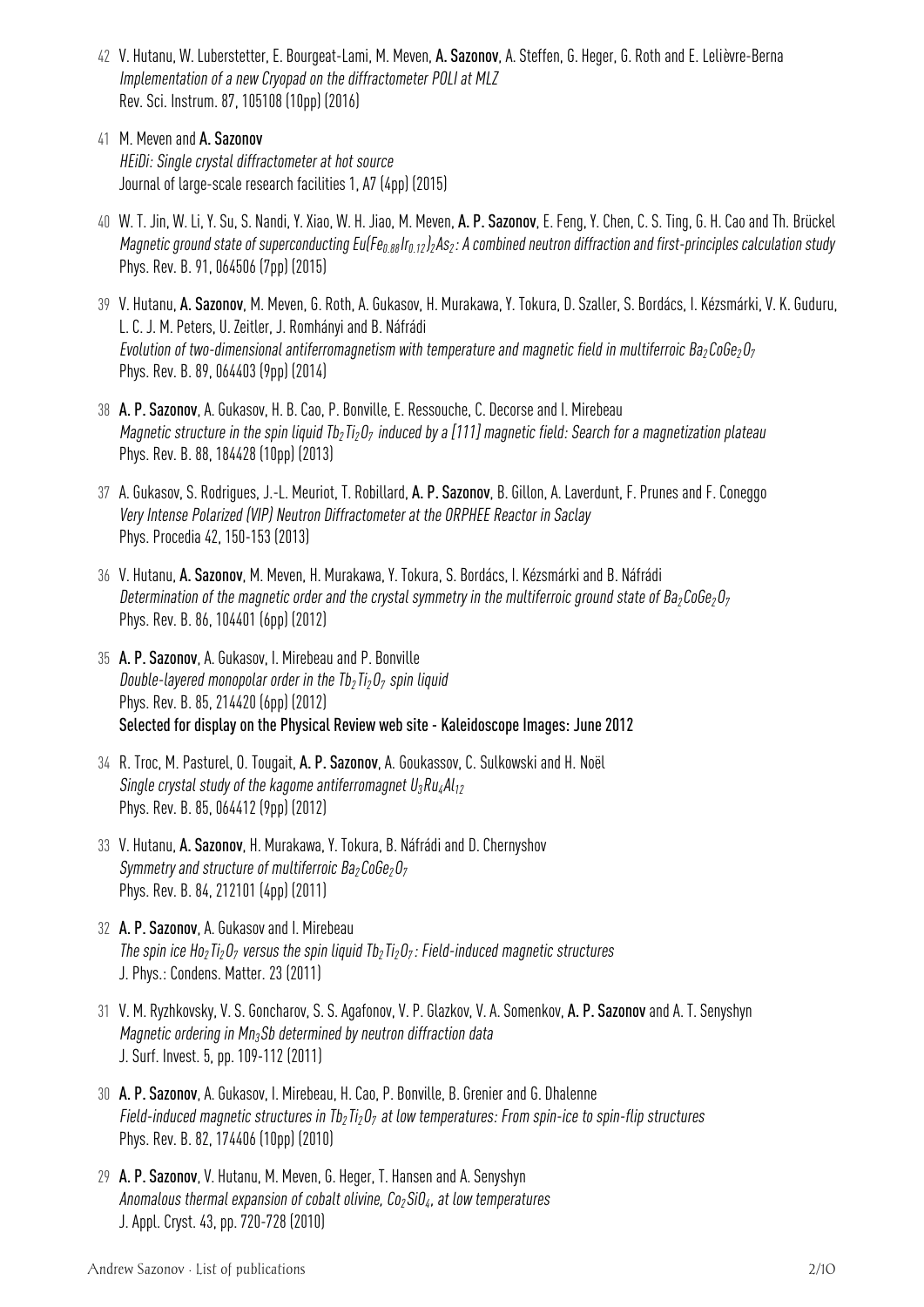42 V. Hutanu, W. Luberstetter, E. Bourgeat-Lami, M. Meven, **A. Sazonov**, A. Steffen, G. Heger, G. Roth and E. Lelièvre-Berna
*Implementation of a new Cryopad on the diffractometer POLI at MLZ*
Rev. Sci. Instrum. 87, 105108 (10pp) (2016)

41 M. Meven and **A. Sazonov**
*HEiDi: Single crystal diffractometer at hot source*
Journal of large-scale research facilities 1, A7 (4pp) (2015)

40 W. T. Jin, W. Li, Y. Su, S. Nandi, Y. Xiao, W. H. Jiao, M. Meven, **A. P. Sazonov**, E. Feng, Y. Chen, C. S. Ting, G. H. Cao and Th. Brückel
*Magnetic ground state of superconducting $Eu(Fe_{0.88}Ir_{0.12})_2As_2$: A combined neutron diffraction and first-principles calculation study*
Phys. Rev. B. 91, 064506 (7pp) (2015)

39 V. Hutanu, **A. Sazonov**, M. Meven, G. Roth, A. Gukasov, H. Murakawa, Y. Tokura, D. Szaller, S. Bordács, I. Kézsmárki, V. K. Guduru, L. C. J. M. Peters, U. Zeitler, J. Romhányi and B. Náfrádi
*Evolution of two-dimensional antiferromagnetism with temperature and magnetic field in multiferroic $Ba_2CoGe_2O_7$*
Phys. Rev. B. 89, 064403 (9pp) (2014)

38 **A. P. Sazonov**, A. Gukasov, H. B. Cao, P. Bonville, E. Ressouche, C. Decorse and I. Mirebeau
*Magnetic structure in the spin liquid $Tb_2Ti_2O_7$ induced by a [111] magnetic field: Search for a magnetization plateau*
Phys. Rev. B. 88, 184428 (10pp) (2013)

37 A. Gukasov, S. Rodrigues, J.-L. Meuriot, T. Robillard, **A. P. Sazonov**, B. Gillon, A. Laverdunt, F. Prunes and F. Coneggo
*Very Intense Polarized (VIP) Neutron Diffractometer at the ORPHEE Reactor in Saclay*
Phys. Procedia 42, 150-153 (2013)

36 V. Hutanu, **A. Sazonov**, M. Meven, H. Murakawa, Y. Tokura, S. Bordács, I. Kézsmárki and B. Náfrádi
*Determination of the magnetic order and the crystal symmetry in the multiferroic ground state of $Ba_2CoGe_2O_7$*
Phys. Rev. B. 86, 104401 (6pp) (2012)

35 **A. P. Sazonov**, A. Gukasov, I. Mirebeau and P. Bonville
*Double-layered monopolar order in the $Tb_2Ti_2O_7$ spin liquid*
Phys. Rev. B. 85, 214420 (6pp) (2012)
**Selected for display on the Physical Review web site - Kaleidoscope Images: June 2012**

34 R. Troc, M. Pasturel, O. Tougait, **A. P. Sazonov**, A. Goukassov, C. Sulkowski and H. Noël
*Single crystal study of the kagome antiferromagnet $U_3Ru_4Al_{12}$*
Phys. Rev. B. 85, 064412 (9pp) (2012)

33 V. Hutanu, **A. Sazonov**, H. Murakawa, Y. Tokura, B. Náfrádi and D. Chernyshov
*Symmetry and structure of multiferroic $Ba_2CoGe_2O_7$*
Phys. Rev. B. 84, 212101 (4pp) (2011)

32 **A. P. Sazonov**, A. Gukasov and I. Mirebeau
*The spin ice $Ho_2Ti_2O_7$ versus the spin liquid $Tb_2Ti_2O_7$: Field-induced magnetic structures*
J. Phys.: Condens. Matter. 23 (2011)

31 V. M. Ryzhkovsky, V. S. Goncharov, S. S. Agafonov, V. P. Glazkov, V. A. Somenkov, **A. P. Sazonov** and A. T. Senyshyn
*Magnetic ordering in $Mn_3Sb$ determined by neutron diffraction data*
J. Surf. Invest. 5, pp. 109-112 (2011)

30 **A. P. Sazonov**, A. Gukasov, I. Mirebeau, H. Cao, P. Bonville, B. Grenier and G. Dhalenne
*Field-induced magnetic structures in $Tb_2Ti_2O_7$ at low temperatures: From spin-ice to spin-flip structures*
Phys. Rev. B. 82, 174406 (10pp) (2010)

29 **A. P. Sazonov**, V. Hutanu, M. Meven, G. Heger, T. Hansen and A. Senyshyn
*Anomalous thermal expansion of cobalt olivine, $Co_2SiO_4$, at low temperatures*
J. Appl. Cryst. 43, pp. 720-728 (2010)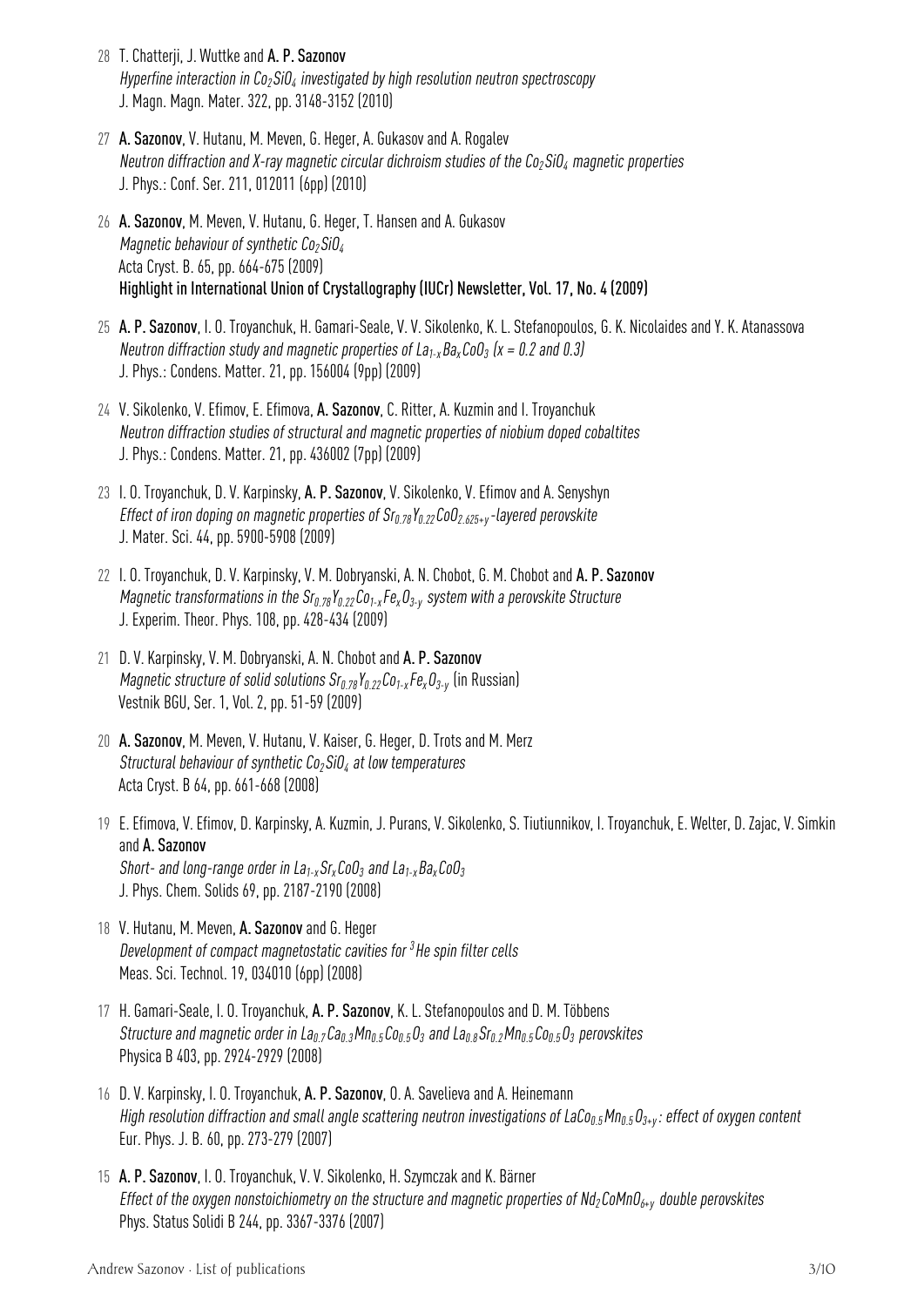28 T. Chatterji, J. Wuttke and **A. P. Sazonov**
*Hyperfine interaction in $Co_2SiO_4$ investigated by high resolution neutron spectroscopy*
J. Magn. Magn. Mater. 322, pp. 3148-3152 (2010)

27 **A. Sazonov**, V. Hutanu, M. Meven, G. Heger, A. Gukasov and A. Rogalev
*Neutron diffraction and X-ray magnetic circular dichroism studies of the $Co_2SiO_4$ magnetic properties*
J. Phys.: Conf. Ser. 211, 012011 (6pp) (2010)

26 **A. Sazonov**, M. Meven, V. Hutanu, G. Heger, T. Hansen and A. Gukasov
*Magnetic behaviour of synthetic $Co_2SiO_4$*
Acta Cryst. B. 65, pp. 664-675 (2009)
**Highlight in International Union of Crystallography (IUCr) Newsletter, Vol. 17, No. 4 (2009)**

25 **A. P. Sazonov**, I. O. Troyanchuk, H. Gamari-Seale, V. V. Sikolenko, K. L. Stefanopoulos, G. K. Nicolaides and Y. K. Atanassova
*Neutron diffraction study and magnetic properties of $La_{1-x}Ba_xCoO_3$ (x = 0.2 and 0.3)*
J. Phys.: Condens. Matter. 21, pp. 156004 (9pp) (2009)

24 V. Sikolenko, V. Efimov, E. Efimova, **A. Sazonov**, C. Ritter, A. Kuzmin and I. Troyanchuk
*Neutron diffraction studies of structural and magnetic properties of niobium doped cobaltites*
J. Phys.: Condens. Matter. 21, pp. 436002 (7pp) (2009)

23 I. O. Troyanchuk, D. V. Karpinsky, **A. P. Sazonov**, V. Sikolenko, V. Efimov and A. Senyshyn
*Effect of iron doping on magnetic properties of $Sr_{0.78}Y_{0.22}CoO_{2.625+y}$-layered perovskite*
J. Mater. Sci. 44, pp. 5900-5908 (2009)

22 I. O. Troyanchuk, D. V. Karpinsky, V. M. Dobryanski, A. N. Chobot, G. M. Chobot and **A. P. Sazonov**
*Magnetic transformations in the $Sr_{0.78}Y_{0.22}Co_{1-x}Fe_xO_{3-y}$ system with a perovskite Structure*
J. Experim. Theor. Phys. 108, pp. 428-434 (2009)

21 D. V. Karpinsky, V. M. Dobryanski, A. N. Chobot and **A. P. Sazonov**
*Magnetic structure of solid solutions $Sr_{0.78}Y_{0.22}Co_{1-x}Fe_xO_{3-y}$* (in Russian)
Vestnik BGU, Ser. 1, Vol. 2, pp. 51-59 (2009)

20 **A. Sazonov**, M. Meven, V. Hutanu, V. Kaiser, G. Heger, D. Trots and M. Merz
*Structural behaviour of synthetic $Co_2SiO_4$ at low temperatures*
Acta Cryst. B 64, pp. 661-668 (2008)

19 E. Efimova, V. Efimov, D. Karpinsky, A. Kuzmin, J. Purans, V. Sikolenko, S. Tiutiunnikov, I. Troyanchuk, E. Welter, D. Zajac, V. Simkin and **A. Sazonov**
*Short- and long-range order in $La_{1-x}Sr_xCoO_3$ and $La_{1-x}Ba_xCoO_3$*
J. Phys. Chem. Solids 69, pp. 2187-2190 (2008)

18 V. Hutanu, M. Meven, **A. Sazonov** and G. Heger
*Development of compact magnetostatic cavities for $^3He$ spin filter cells*
Meas. Sci. Technol. 19, 034010 (6pp) (2008)

17 H. Gamari-Seale, I. O. Troyanchuk, **A. P. Sazonov**, K. L. Stefanopoulos and D. M. Többens
*Structure and magnetic order in $La_{0.7}Ca_{0.3}Mn_{0.5}Co_{0.5}O_3$ and $La_{0.8}Sr_{0.2}Mn_{0.5}Co_{0.5}O_3$ perovskites*
Physica B 403, pp. 2924-2929 (2008)

16 D. V. Karpinsky, I. O. Troyanchuk, **A. P. Sazonov**, O. A. Savelieva and A. Heinemann
*High resolution diffraction and small angle scattering neutron investigations of $LaCo_{0.5}Mn_{0.5}O_{3+y}$: effect of oxygen content*
Eur. Phys. J. B. 60, pp. 273-279 (2007)

15 **A. P. Sazonov**, I. O. Troyanchuk, V. V. Sikolenko, H. Szymczak and K. Bärner
*Effect of the oxygen nonstoichiometry on the structure and magnetic properties of $Nd_2CoMnO_{6+y}$ double perovskites*
Phys. Status Solidi B 244, pp. 3367-3376 (2007)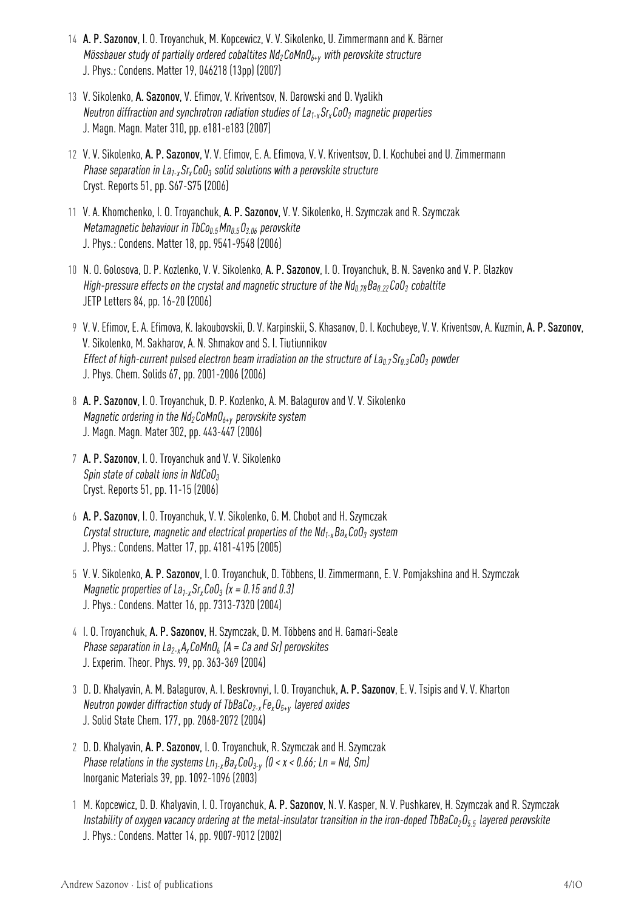14 **A. P. Sazonov**, I. O. Troyanchuk, M. Kopcewicz, V. V. Sikolenko, U. Zimmermann and K. Bärner
*Mössbauer study of partially ordered cobaltites $Nd_2CoMnO_{6+y}$ with perovskite structure*
J. Phys.: Condens. Matter 19, 046218 (13pp) (2007)

13 V. Sikolenko, **A. Sazonov**, V. Efimov, V. Kriventsov, N. Darowski and D. Vyalikh
*Neutron diffraction and synchrotron radiation studies of $La_{1-x}Sr_xCoO_3$ magnetic properties*
J. Magn. Magn. Mater 310, pp. e181-e183 (2007)

12 V. V. Sikolenko, **A. P. Sazonov**, V. V. Efimov, E. A. Efimova, V. V. Kriventsov, D. I. Kochubei and U. Zimmermann
*Phase separation in $La_{1-x}Sr_xCoO_3$ solid solutions with a perovskite structure*
Cryst. Reports 51, pp. S67-S75 (2006)

11 V. A. Khomchenko, I. O. Troyanchuk, **A. P. Sazonov**, V. V. Sikolenko, H. Szymczak and R. Szymczak
*Metamagnetic behaviour in $TbCo_{0.5}Mn_{0.5}O_{3.06}$ perovskite*
J. Phys.: Condens. Matter 18, pp. 9541-9548 (2006)

10 N. O. Golosova, D. P. Kozlenko, V. V. Sikolenko, **A. P. Sazonov**, I. O. Troyanchuk, B. N. Savenko and V. P. Glazkov
*High-pressure effects on the crystal and magnetic structure of the $Nd_{0.78}Ba_{0.22}CoO_3$ cobaltite*
JETP Letters 84, pp. 16-20 (2006)

9 V. V. Efimov, E. A. Efimova, K. Iakoubovskii, D. V. Karpinskii, S. Khasanov, D. I. Kochubeye, V. V. Kriventsov, A. Kuzmin, **A. P. Sazonov**, V. Sikolenko, M. Sakharov, A. N. Shmakov and S. I. Tiutiunnikov
*Effect of high-current pulsed electron beam irradiation on the structure of $La_{0.7}Sr_{0.3}CoO_3$ powder*
J. Phys. Chem. Solids 67, pp. 2001-2006 (2006)

8 **A. P. Sazonov**, I. O. Troyanchuk, D. P. Kozlenko, A. M. Balagurov and V. V. Sikolenko
*Magnetic ordering in the $Nd_2CoMnO_{6+y}$ perovskite system*
J. Magn. Magn. Mater 302, pp. 443-447 (2006)

7 **A. P. Sazonov**, I. O. Troyanchuk and V. V. Sikolenko
*Spin state of cobalt ions in $NdCoO_3$*
Cryst. Reports 51, pp. 11-15 (2006)

6 **A. P. Sazonov**, I. O. Troyanchuk, V. V. Sikolenko, G. M. Chobot and H. Szymczak
*Crystal structure, magnetic and electrical properties of the $Nd_{1-x}Ba_xCoO_3$ system*
J. Phys.: Condens. Matter 17, pp. 4181-4195 (2005)

5 V. V. Sikolenko, **A. P. Sazonov**, I. O. Troyanchuk, D. Többens, U. Zimmermann, E. V. Pomjakshina and H. Szymczak
*Magnetic properties of $La_{1-x}Sr_xCoO_3$ ($x = 0.15$ and $0.3$)*
J. Phys.: Condens. Matter 16, pp. 7313-7320 (2004)

4 I. O. Troyanchuk, **A. P. Sazonov**, H. Szymczak, D. M. Többens and H. Gamari-Seale
*Phase separation in $La_{2-x}A_xCoMnO_6$ (A = Ca and Sr) perovskites*
J. Experim. Theor. Phys. 99, pp. 363-369 (2004)

3 D. D. Khalyavin, A. M. Balagurov, A. I. Beskrovnyi, I. O. Troyanchuk, **A. P. Sazonov**, E. V. Tsipis and V. V. Kharton
*Neutron powder diffraction study of $TbBaCo_{2-x}Fe_xO_{5+y}$ layered oxides*
J. Solid State Chem. 177, pp. 2068-2072 (2004)

2 D. D. Khalyavin, **A. P. Sazonov**, I. O. Troyanchuk, R. Szymczak and H. Szymczak
*Phase relations in the systems $Ln_{1-x}Ba_xCoO_{3-y}$ ($0 < x < 0.66$; Ln = Nd, Sm)*
Inorganic Materials 39, pp. 1092-1096 (2003)

1 M. Kopcewicz, D. D. Khalyavin, I. O. Troyanchuk, **A. P. Sazonov**, N. V. Kasper, N. V. Pushkarev, H. Szymczak and R. Szymczak
*Instability of oxygen vacancy ordering at the metal-insulator transition in the iron-doped $TbBaCo_2O_{5.5}$ layered perovskite*
J. Phys.: Condens. Matter 14, pp. 9007-9012 (2002)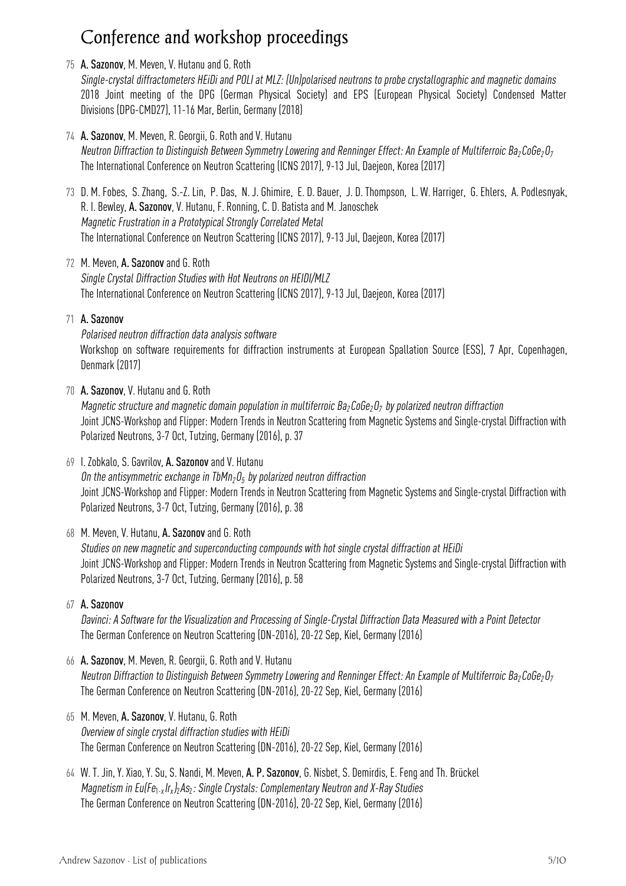# Conference and workshop proceedings

75 **A. Sazonov**, M. Meven, V. Hutanu and G. Roth
*Single-crystal diffractometers HEiDi and POLI at MLZ: (Un)polarised neutrons to probe crystallographic and magnetic domains*
2018 Joint meeting of the DPG (German Physical Society) and EPS (European Physical Society) Condensed Matter Divisions (DPG-CMD27), 11-16 Mar, Berlin, Germany (2018)

74 **A. Sazonov**, M. Meven, R. Georgii, G. Roth and V. Hutanu
*Neutron Diffraction to Distinguish Between Symmetry Lowering and Renninger Effect: An Example of Multiferroic $Ba_2CoGe_2O_7$*
The International Conference on Neutron Scattering (ICNS 2017), 9-13 Jul, Daejeon, Korea (2017)

73 D. M. Fobes, S. Zhang, S.-Z. Lin, P. Das, N. J. Ghimire, E. D. Bauer, J. D. Thompson, L. W. Harriger, G. Ehlers, A. Podlesnyak, R. I. Bewley, **A. Sazonov**, V. Hutanu, F. Ronning, C. D. Batista and M. Janoschek
*Magnetic Frustration in a Prototypical Strongly Correlated Metal*
The International Conference on Neutron Scattering (ICNS 2017), 9-13 Jul, Daejeon, Korea (2017)

72 M. Meven, **A. Sazonov** and G. Roth
*Single Crystal Diffraction Studies with Hot Neutrons on HEIDI/MLZ*
The International Conference on Neutron Scattering (ICNS 2017), 9-13 Jul, Daejeon, Korea (2017)

71 **A. Sazonov**
*Polarised neutron diffraction data analysis software*
Workshop on software requirements for diffraction instruments at European Spallation Source (ESS), 7 Apr, Copenhagen, Denmark (2017)

70 **A. Sazonov**, V. Hutanu and G. Roth
*Magnetic structure and magnetic domain population in multiferroic $Ba_2CoGe_2O_7$ by polarized neutron diffraction*
Joint JCNS-Workshop and Flipper: Modern Trends in Neutron Scattering from Magnetic Systems and Single-crystal Diffraction with Polarized Neutrons, 3-7 Oct, Tutzing, Germany (2016), p. 37

69 I. Zobkalo, S. Gavrilov, **A. Sazonov** and V. Hutanu
*On the antisymmetric exchange in $TbMn_2O_5$ by polarized neutron diffraction*
Joint JCNS-Workshop and Flipper: Modern Trends in Neutron Scattering from Magnetic Systems and Single-crystal Diffraction with Polarized Neutrons, 3-7 Oct, Tutzing, Germany (2016), p. 38

68 M. Meven, V. Hutanu, **A. Sazonov** and G. Roth
*Studies on new magnetic and superconducting compounds with hot single crystal diffraction at HEiDi*
Joint JCNS-Workshop and Flipper: Modern Trends in Neutron Scattering from Magnetic Systems and Single-crystal Diffraction with Polarized Neutrons, 3-7 Oct, Tutzing, Germany (2016), p. 58

67 **A. Sazonov**
*Davinci: A Software for the Visualization and Processing of Single-Crystal Diffraction Data Measured with a Point Detector*
The German Conference on Neutron Scattering (DN-2016), 20-22 Sep, Kiel, Germany (2016)

66 **A. Sazonov**, M. Meven, R. Georgii, G. Roth and V. Hutanu
*Neutron Diffraction to Distinguish Between Symmetry Lowering and Renninger Effect: An Example of Multiferroic $Ba_2CoGe_2O_7$*
The German Conference on Neutron Scattering (DN-2016), 20-22 Sep, Kiel, Germany (2016)

65 M. Meven, **A. Sazonov**, V. Hutanu, G. Roth
*Overview of single crystal diffraction studies with HEiDi*
The German Conference on Neutron Scattering (DN-2016), 20-22 Sep, Kiel, Germany (2016)

64 W. T. Jin, Y. Xiao, Y. Su, S. Nandi, M. Meven, **A. P. Sazonov**, G. Nisbet, S. Demirdis, E. Feng and Th. Brückel
*Magnetism in $Eu(Fe_{1-x}Ir_x)_2As_2$: Single Crystals: Complementary Neutron and X-Ray Studies*
The German Conference on Neutron Scattering (DN-2016), 20-22 Sep, Kiel, Germany (2016)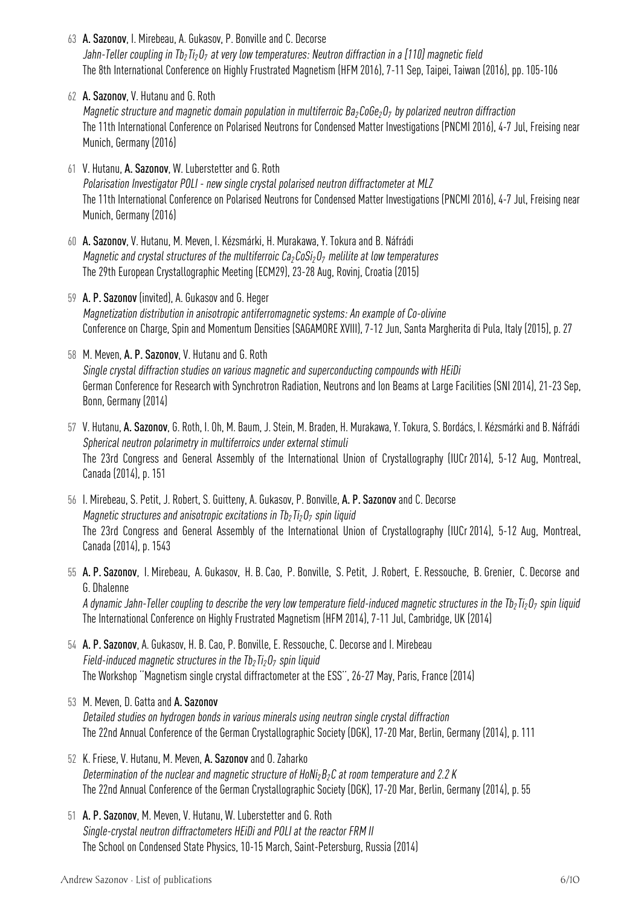63 **A. Sazonov**, I. Mirebeau, A. Gukasov, P. Bonville and C. Decorse
*Jahn-Teller coupling in $Tb_2Ti_2O_7$ at very low temperatures: Neutron diffraction in a [110] magnetic field*
The 8th International Conference on Highly Frustrated Magnetism (HFM 2016), 7-11 Sep, Taipei, Taiwan (2016), pp. 105-106

62 **A. Sazonov**, V. Hutanu and G. Roth
*Magnetic structure and magnetic domain population in multiferroic $Ba_2CoGe_2O_7$ by polarized neutron diffraction*
The 11th International Conference on Polarised Neutrons for Condensed Matter Investigations (PNCMI 2016), 4-7 Jul, Freising near Munich, Germany (2016)

61 V. Hutanu, **A. Sazonov**, W. Luberstetter and G. Roth
*Polarisation Investigator POLI - new single crystal polarised neutron diffractometer at MLZ*
The 11th International Conference on Polarised Neutrons for Condensed Matter Investigations (PNCMI 2016), 4-7 Jul, Freising near Munich, Germany (2016)

60 **A. Sazonov**, V. Hutanu, M. Meven, I. Kézsmárki, H. Murakawa, Y. Tokura and B. Náfrádi
*Magnetic and crystal structures of the multiferroic $Ca_2CoSi_2O_7$ melilite at low temperatures*
The 29th European Crystallographic Meeting (ECM29), 23-28 Aug, Rovinj, Croatia (2015)

59 **A. P. Sazonov** (invited), A. Gukasov and G. Heger
*Magnetization distribution in anisotropic antiferromagnetic systems: An example of Co-olivine*
Conference on Charge, Spin and Momentum Densities (SAGAMORE XVIII), 7-12 Jun, Santa Margherita di Pula, Italy (2015), p. 27

58 M. Meven, **A. P. Sazonov**, V. Hutanu and G. Roth
*Single crystal diffraction studies on various magnetic and superconducting compounds with HEiDi*
German Conference for Research with Synchrotron Radiation, Neutrons and Ion Beams at Large Facilities (SNI 2014), 21-23 Sep, Bonn, Germany (2014)

57 V. Hutanu, **A. Sazonov**, G. Roth, I. Oh, M. Baum, J. Stein, M. Braden, H. Murakawa, Y. Tokura, S. Bordács, I. Kézsmárki and B. Náfrádi
*Spherical neutron polarimetry in multiferroics under external stimuli*
The 23rd Congress and General Assembly of the International Union of Crystallography (IUCr 2014), 5-12 Aug, Montreal, Canada (2014), p. 151

56 I. Mirebeau, S. Petit, J. Robert, S. Guitteny, A. Gukasov, P. Bonville, **A. P. Sazonov** and C. Decorse
*Magnetic structures and anisotropic excitations in $Tb_2Ti_2O_7$ spin liquid*
The 23rd Congress and General Assembly of the International Union of Crystallography (IUCr 2014), 5-12 Aug, Montreal, Canada (2014), p. 1543

55 **A. P. Sazonov**, I. Mirebeau, A. Gukasov, H. B. Cao, P. Bonville, S. Petit, J. Robert, E. Ressouche, B. Grenier, C. Decorse and G. Dhalenne
*A dynamic Jahn-Teller coupling to describe the very low temperature field-induced magnetic structures in the $Tb_2Ti_2O_7$ spin liquid*
The International Conference on Highly Frustrated Magnetism (HFM 2014), 7-11 Jul, Cambridge, UK (2014)

54 **A. P. Sazonov**, A. Gukasov, H. B. Cao, P. Bonville, E. Ressouche, C. Decorse and I. Mirebeau
*Field-induced magnetic structures in the $Tb_2Ti_2O_7$ spin liquid*
The Workshop ``Magnetism single crystal diffractometer at the ESS'', 26-27 May, Paris, France (2014)

53 M. Meven, D. Gatta and **A. Sazonov**
*Detailed studies on hydrogen bonds in various minerals using neutron single crystal diffraction*
The 22nd Annual Conference of the German Crystallographic Society (DGK), 17-20 Mar, Berlin, Germany (2014), p. 111

52 K. Friese, V. Hutanu, M. Meven, **A. Sazonov** and O. Zaharko
*Determination of the nuclear and magnetic structure of $HoNi_2B_2C$ at room temperature and 2.2 K*
The 22nd Annual Conference of the German Crystallographic Society (DGK), 17-20 Mar, Berlin, Germany (2014), p. 55

51 **A. P. Sazonov**, M. Meven, V. Hutanu, W. Luberstetter and G. Roth
*Single-crystal neutron diffractometers HEiDi and POLI at the reactor FRM II*
The School on Condensed State Physics, 10-15 March, Saint-Petersburg, Russia (2014)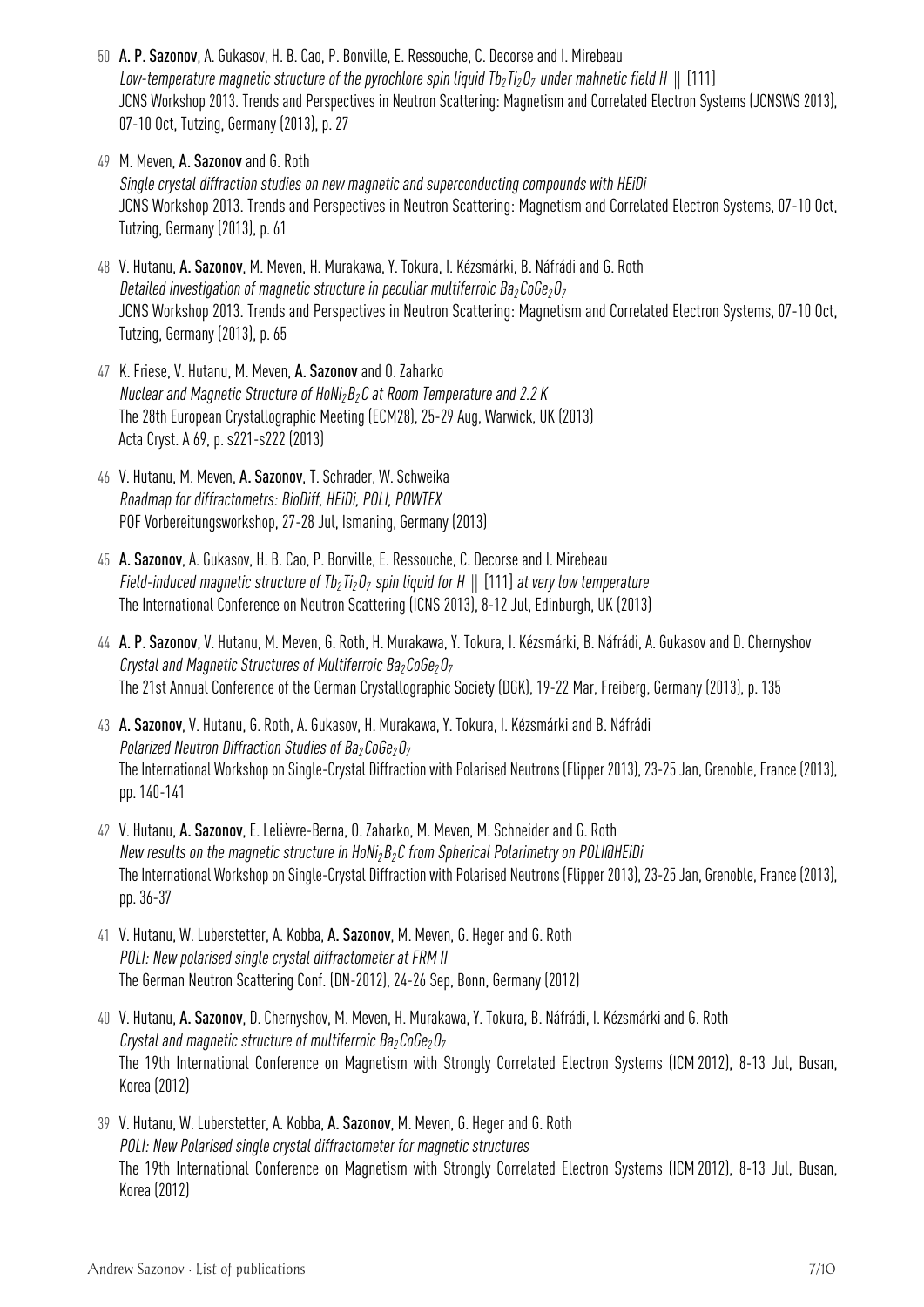50 **A. P. Sazonov**, A. Gukasov, H. B. Cao, P. Bonville, E. Ressouche, C. Decorse and I. Mirebeau
*Low-temperature magnetic structure of the pyrochlore spin liquid $Tb_2Ti_2O_7$ under mahnetic field H || [111]*
JCNS Workshop 2013. Trends and Perspectives in Neutron Scattering: Magnetism and Correlated Electron Systems (JCNSWS 2013), 07-10 Oct, Tutzing, Germany (2013), p. 27

49 M. Meven, **A. Sazonov** and G. Roth
*Single crystal diffraction studies on new magnetic and superconducting compounds with HEiDi*
JCNS Workshop 2013. Trends and Perspectives in Neutron Scattering: Magnetism and Correlated Electron Systems, 07-10 Oct, Tutzing, Germany (2013), p. 61

48 V. Hutanu, **A. Sazonov**, M. Meven, H. Murakawa, Y. Tokura, I. Kézsmárki, B. Náfrádi and G. Roth
*Detailed investigation of magnetic structure in peculiar multiferroic $Ba_2CoGe_2O_7$*
JCNS Workshop 2013. Trends and Perspectives in Neutron Scattering: Magnetism and Correlated Electron Systems, 07-10 Oct, Tutzing, Germany (2013), p. 65

47 K. Friese, V. Hutanu, M. Meven, **A. Sazonov** and O. Zaharko
*Nuclear and Magnetic Structure of $HoNi_2B_2C$ at Room Temperature and 2.2 K*
The 28th European Crystallographic Meeting (ECM28), 25-29 Aug, Warwick, UK (2013)
Acta Cryst. A 69, p. s221-s222 (2013)

46 V. Hutanu, M. Meven, **A. Sazonov**, T. Schrader, W. Schweika
*Roadmap for diffractometrs: BioDiff, HEiDi, POLI, POWTEX*
POF Vorbereitungsworkshop, 27-28 Jul, Ismaning, Germany (2013)

45 **A. Sazonov**, A. Gukasov, H. B. Cao, P. Bonville, E. Ressouche, C. Decorse and I. Mirebeau
*Field-induced magnetic structure of $Tb_2Ti_2O_7$ spin liquid for H || [111] at very low temperature*
The International Conference on Neutron Scattering (ICNS 2013), 8-12 Jul, Edinburgh, UK (2013)

44 **A. P. Sazonov**, V. Hutanu, M. Meven, G. Roth, H. Murakawa, Y. Tokura, I. Kézsmárki, B. Náfrádi, A. Gukasov and D. Chernyshov
*Crystal and Magnetic Structures of Multiferroic $Ba_2CoGe_2O_7$*
The 21st Annual Conference of the German Crystallographic Society (DGK), 19-22 Mar, Freiberg, Germany (2013), p. 135

43 **A. Sazonov**, V. Hutanu, G. Roth, A. Gukasov, H. Murakawa, Y. Tokura, I. Kézsmárki and B. Náfrádi
*Polarized Neutron Diffraction Studies of $Ba_2CoGe_2O_7$*
The International Workshop on Single-Crystal Diffraction with Polarised Neutrons (Flipper 2013), 23-25 Jan, Grenoble, France (2013), pp. 140-141

42 V. Hutanu, **A. Sazonov**, E. Lelièvre-Berna, O. Zaharko, M. Meven, M. Schneider and G. Roth
*New results on the magnetic structure in $HoNi_2B_2C$ from Spherical Polarimetry on POLI@HEiDi*
The International Workshop on Single-Crystal Diffraction with Polarised Neutrons (Flipper 2013), 23-25 Jan, Grenoble, France (2013), pp. 36-37

41 V. Hutanu, W. Luberstetter, A. Kobba, **A. Sazonov**, M. Meven, G. Heger and G. Roth
*POLI: New polarised single crystal diffractometer at FRM II*
The German Neutron Scattering Conf. (DN-2012), 24-26 Sep, Bonn, Germany (2012)

40 V. Hutanu, **A. Sazonov**, D. Chernyshov, M. Meven, H. Murakawa, Y. Tokura, B. Náfrádi, I. Kézsmárki and G. Roth
*Crystal and magnetic structure of multiferroic $Ba_2CoGe_2O_7$*
The 19th International Conference on Magnetism with Strongly Correlated Electron Systems (ICM 2012), 8-13 Jul, Busan, Korea (2012)

39 V. Hutanu, W. Luberstetter, A. Kobba, **A. Sazonov**, M. Meven, G. Heger and G. Roth
*POLI: New Polarised single crystal diffractometer for magnetic structures*
The 19th International Conference on Magnetism with Strongly Correlated Electron Systems (ICM 2012), 8-13 Jul, Busan, Korea (2012)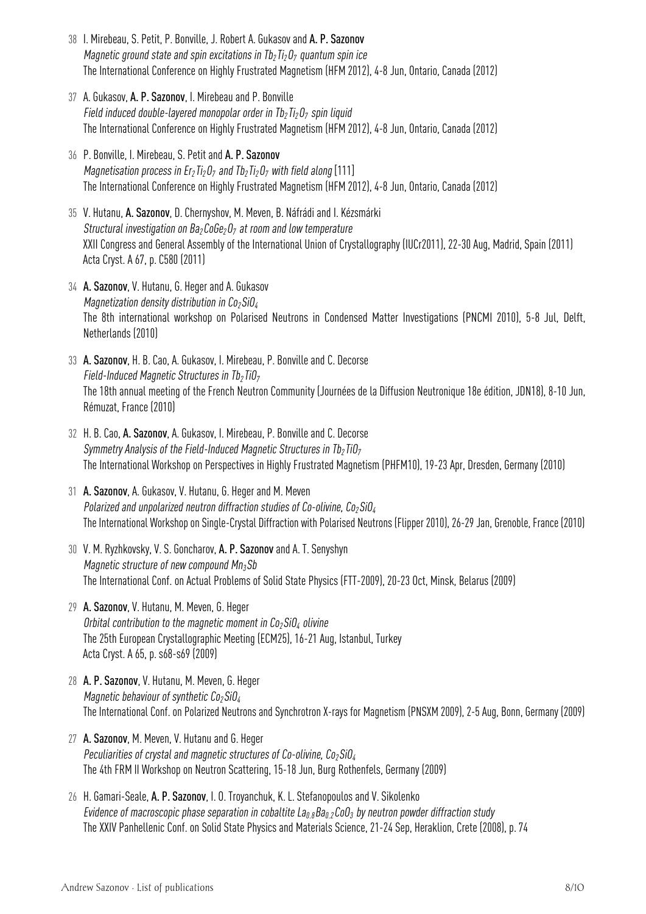38 I. Mirebeau, S. Petit, P. Bonville, J. Robert A. Gukasov and **A. P. Sazonov**
*Magnetic ground state and spin excitations in $Tb_2Ti_2O_7$ quantum spin ice*
The International Conference on Highly Frustrated Magnetism (HFM 2012), 4-8 Jun, Ontario, Canada (2012)

37 A. Gukasov, **A. P. Sazonov**, I. Mirebeau and P. Bonville
*Field induced double-layered monopolar order in $Tb_2Ti_2O_7$ spin liquid*
The International Conference on Highly Frustrated Magnetism (HFM 2012), 4-8 Jun, Ontario, Canada (2012)

36 P. Bonville, I. Mirebeau, S. Petit and **A. P. Sazonov**
*Magnetisation process in $Er_2Ti_2O_7$ and $Tb_2Ti_2O_7$ with field along* [111]
The International Conference on Highly Frustrated Magnetism (HFM 2012), 4-8 Jun, Ontario, Canada (2012)

35 V. Hutanu, **A. Sazonov**, D. Chernyshov, M. Meven, B. Náfrádi and I. Kézsmárki
*Structural investigation on $Ba_2CoGe_2O_7$ at room and low temperature*
XXII Congress and General Assembly of the International Union of Crystallography (IUCr2011), 22-30 Aug, Madrid, Spain (2011)
Acta Cryst. A 67, p. C580 (2011)

34 **A. Sazonov**, V. Hutanu, G. Heger and A. Gukasov
*Magnetization density distribution in $Co_2SiO_4$*
The 8th international workshop on Polarised Neutrons in Condensed Matter Investigations (PNCMI 2010), 5-8 Jul, Delft, Netherlands (2010)

33 **A. Sazonov**, H. B. Cao, A. Gukasov, I. Mirebeau, P. Bonville and C. Decorse
*Field-Induced Magnetic Structures in $Tb_2TiO_7$*
The 18th annual meeting of the French Neutron Community (Journées de la Diffusion Neutronique 18e édition, JDN18), 8-10 Jun, Rémuzat, France (2010)

32 H. B. Cao, **A. Sazonov**, A. Gukasov, I. Mirebeau, P. Bonville and C. Decorse
*Symmetry Analysis of the Field-Induced Magnetic Structures in $Tb_2TiO_7$*
The International Workshop on Perspectives in Highly Frustrated Magnetism (PHFM10), 19-23 Apr, Dresden, Germany (2010)

31 **A. Sazonov**, A. Gukasov, V. Hutanu, G. Heger and M. Meven
*Polarized and unpolarized neutron diffraction studies of Co-olivine, $Co_2SiO_4$*
The International Workshop on Single-Crystal Diffraction with Polarised Neutrons (Flipper 2010), 26-29 Jan, Grenoble, France (2010)

30 V. M. Ryzhkovsky, V. S. Goncharov, **A. P. Sazonov** and A. T. Senyshyn
*Magnetic structure of new compound $Mn_3Sb$*
The International Conf. on Actual Problems of Solid State Physics (FTT-2009), 20-23 Oct, Minsk, Belarus (2009)

29 **A. Sazonov**, V. Hutanu, M. Meven, G. Heger
*Orbital contribution to the magnetic moment in $Co_2SiO_4$ olivine*
The 25th European Crystallographic Meeting (ECM25), 16-21 Aug, Istanbul, Turkey
Acta Cryst. A 65, p. s68-s69 (2009)

28 **A. P. Sazonov**, V. Hutanu, M. Meven, G. Heger
*Magnetic behaviour of synthetic $Co_2SiO_4$*
The International Conf. on Polarized Neutrons and Synchrotron X-rays for Magnetism (PNSXM 2009), 2-5 Aug, Bonn, Germany (2009)

27 **A. Sazonov**, M. Meven, V. Hutanu and G. Heger
*Peculiarities of crystal and magnetic structures of Co-olivine, $Co_2SiO_4$*
The 4th FRM II Workshop on Neutron Scattering, 15-18 Jun, Burg Rothenfels, Germany (2009)

26 H. Gamari-Seale, **A. P. Sazonov**, I. O. Troyanchuk, K. L. Stefanopoulos and V. Sikolenko
*Evidence of macroscopic phase separation in cobaltite $La_{0.8}Ba_{0.2}CoO_3$ by neutron powder diffraction study*
The XXIV Panhellenic Conf. on Solid State Physics and Materials Science, 21-24 Sep, Heraklion, Crete (2008), p. 74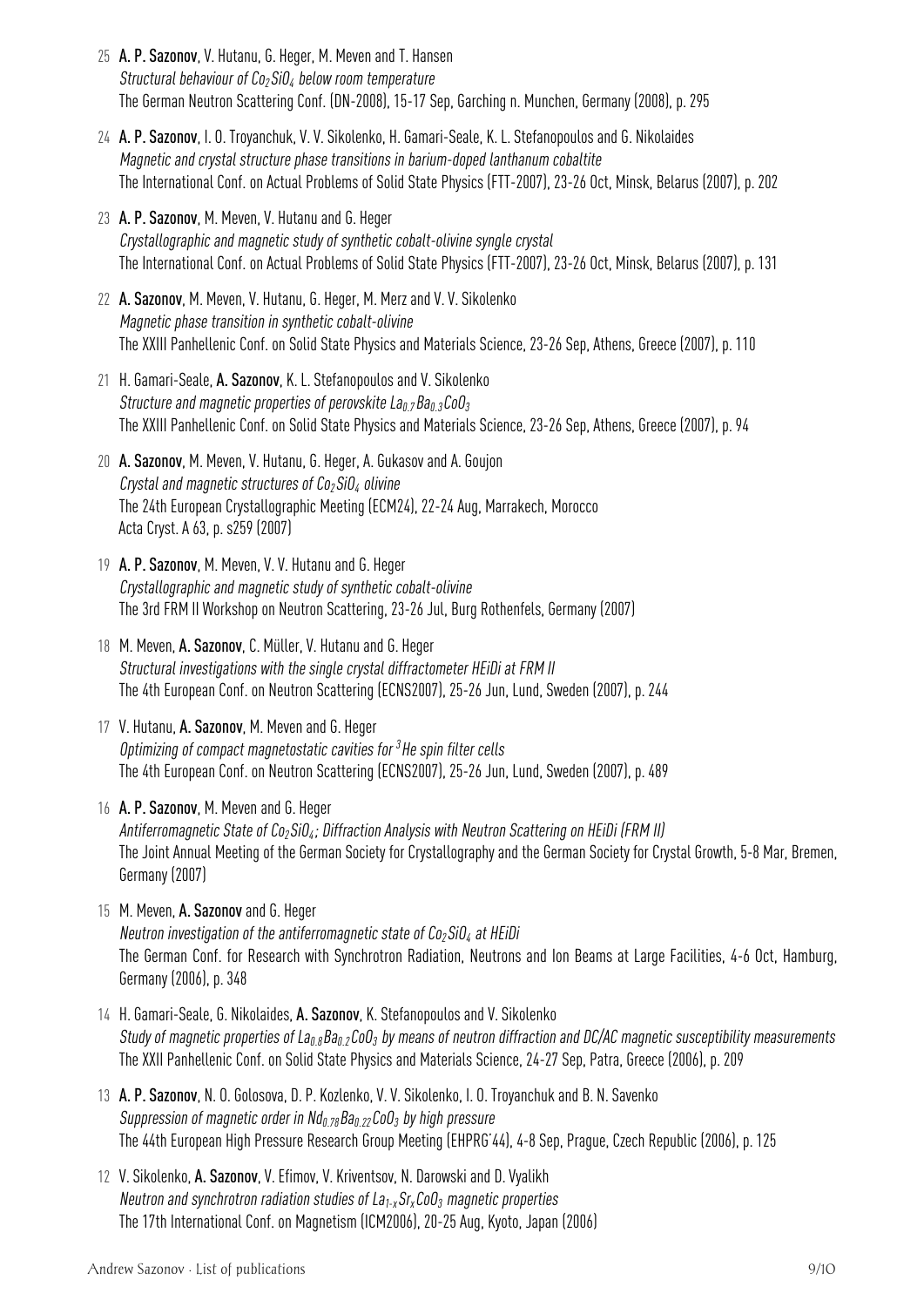25 **A. P. Sazonov**, V. Hutanu, G. Heger, M. Meven and T. Hansen
*Structural behaviour of $Co_2SiO_4$ below room temperature*
The German Neutron Scattering Conf. (DN-2008), 15-17 Sep, Garching n. Munchen, Germany (2008), p. 295

24 **A. P. Sazonov**, I. O. Troyanchuk, V. V. Sikolenko, H. Gamari-Seale, K. L. Stefanopoulos and G. Nikolaides
*Magnetic and crystal structure phase transitions in barium-doped lanthanum cobaltite*
The International Conf. on Actual Problems of Solid State Physics (FTT-2007), 23-26 Oct, Minsk, Belarus (2007), p. 202

23 **A. P. Sazonov**, M. Meven, V. Hutanu and G. Heger
*Crystallographic and magnetic study of synthetic cobalt-olivine syngle crystal*
The International Conf. on Actual Problems of Solid State Physics (FTT-2007), 23-26 Oct, Minsk, Belarus (2007), p. 131

22 **A. Sazonov**, M. Meven, V. Hutanu, G. Heger, M. Merz and V. V. Sikolenko
*Magnetic phase transition in synthetic cobalt-olivine*
The XXIII Panhellenic Conf. on Solid State Physics and Materials Science, 23-26 Sep, Athens, Greece (2007), p. 110

21 H. Gamari-Seale, **A. Sazonov**, K. L. Stefanopoulos and V. Sikolenko
*Structure and magnetic properties of perovskite $La_{0.7}Ba_{0.3}CoO_3$*
The XXIII Panhellenic Conf. on Solid State Physics and Materials Science, 23-26 Sep, Athens, Greece (2007), p. 94

20 **A. Sazonov**, M. Meven, V. Hutanu, G. Heger, A. Gukasov and A. Goujon
*Crystal and magnetic structures of $Co_2SiO_4$ olivine*
The 24th European Crystallographic Meeting (ECM24), 22-24 Aug, Marrakech, Morocco
Acta Cryst. A 63, p. s259 (2007)

19 **A. P. Sazonov**, M. Meven, V. V. Hutanu and G. Heger
*Crystallographic and magnetic study of synthetic cobalt-olivine*
The 3rd FRM II Workshop on Neutron Scattering, 23-26 Jul, Burg Rothenfels, Germany (2007)

18 M. Meven, **A. Sazonov**, C. Müller, V. Hutanu and G. Heger
*Structural investigations with the single crystal diffractometer HEiDi at FRM II*
The 4th European Conf. on Neutron Scattering (ECNS2007), 25-26 Jun, Lund, Sweden (2007), p. 244

17 V. Hutanu, **A. Sazonov**, M. Meven and G. Heger
*Optimizing of compact magnetostatic cavities for $^3$He spin filter cells*
The 4th European Conf. on Neutron Scattering (ECNS2007), 25-26 Jun, Lund, Sweden (2007), p. 489

16 **A. P. Sazonov**, M. Meven and G. Heger
*Antiferromagnetic State of $Co_2SiO_4$; Diffraction Analysis with Neutron Scattering on HEiDi (FRM II)*
The Joint Annual Meeting of the German Society for Crystallography and the German Society for Crystal Growth, 5-8 Mar, Bremen, Germany (2007)

15 M. Meven, **A. Sazonov** and G. Heger
*Neutron investigation of the antiferromagnetic state of $Co_2SiO_4$ at HEiDi*
The German Conf. for Research with Synchrotron Radiation, Neutrons and Ion Beams at Large Facilities, 4-6 Oct, Hamburg, Germany (2006), p. 348

14 H. Gamari-Seale, G. Nikolaides, **A. Sazonov**, K. Stefanopoulos and V. Sikolenko
*Study of magnetic properties of $La_{0.8}Ba_{0.2}CoO_3$ by means of neutron diffraction and DC/AC magnetic susceptibility measurements*
The XXII Panhellenic Conf. on Solid State Physics and Materials Science, 24-27 Sep, Patra, Greece (2006), p. 209

13 **A. P. Sazonov**, N. O. Golosova, D. P. Kozlenko, V. V. Sikolenko, I. O. Troyanchuk and B. N. Savenko
*Suppression of magnetic order in $Nd_{0.78}Ba_{0.22}CoO_3$ by high pressure*
The 44th European High Pressure Research Group Meeting (EHPRG'44), 4-8 Sep, Prague, Czech Republic (2006), p. 125

12 V. Sikolenko, **A. Sazonov**, V. Efimov, V. Kriventsov, N. Darowski and D. Vyalikh
*Neutron and synchrotron radiation studies of $La_{1-x}Sr_xCoO_3$ magnetic properties*
The 17th International Conf. on Magnetism (ICM2006), 20-25 Aug, Kyoto, Japan (2006)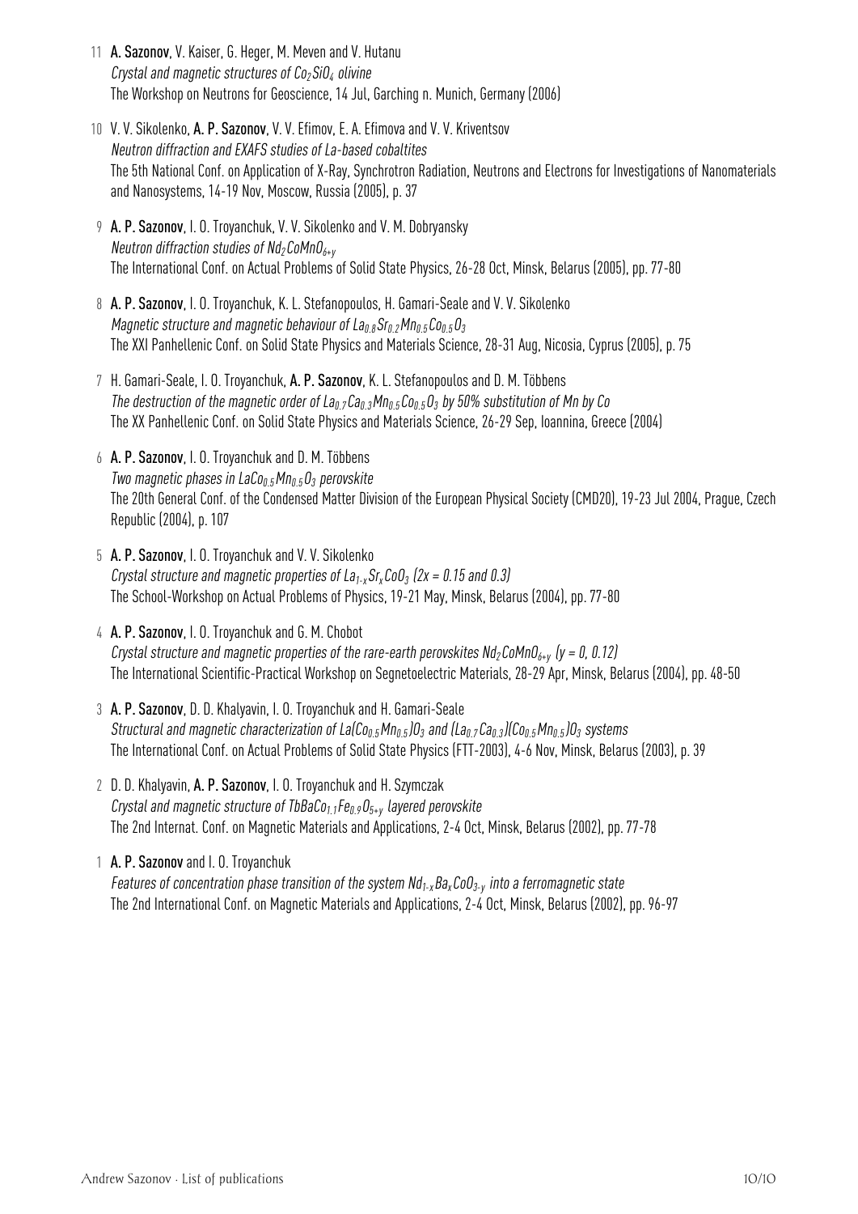11 **A. Sazonov**, V. Kaiser, G. Heger, M. Meven and V. Hutanu
*Crystal and magnetic structures of $Co_2SiO_4$ olivine*
The Workshop on Neutrons for Geoscience, 14 Jul, Garching n. Munich, Germany (2006)

10 V. V. Sikolenko, **A. P. Sazonov**, V. V. Efimov, E. A. Efimova and V. V. Kriventsov
*Neutron diffraction and EXAFS studies of La-based cobaltites*
The 5th National Conf. on Application of X-Ray, Synchrotron Radiation, Neutrons and Electrons for Investigations of Nanomaterials and Nanosystems, 14-19 Nov, Moscow, Russia (2005), p. 37

9 **A. P. Sazonov**, I. O. Troyanchuk, V. V. Sikolenko and V. M. Dobryansky
*Neutron diffraction studies of $Nd_2CoMnO_{6+y}$*
The International Conf. on Actual Problems of Solid State Physics, 26-28 Oct, Minsk, Belarus (2005), pp. 77-80

8 **A. P. Sazonov**, I. O. Troyanchuk, K. L. Stefanopoulos, H. Gamari-Seale and V. V. Sikolenko
*Magnetic structure and magnetic behaviour of $La_{0.8}Sr_{0.2}Mn_{0.5}Co_{0.5}O_3$*
The XXI Panhellenic Conf. on Solid State Physics and Materials Science, 28-31 Aug, Nicosia, Cyprus (2005), p. 75

7 H. Gamari-Seale, I. O. Troyanchuk, **A. P. Sazonov**, K. L. Stefanopoulos and D. M. Többens
*The destruction of the magnetic order of $La_{0.7}Ca_{0.3}Mn_{0.5}Co_{0.5}O_3$ by 50% substitution of Mn by Co*
The XX Panhellenic Conf. on Solid State Physics and Materials Science, 26-29 Sep, Ioannina, Greece (2004)

6 **A. P. Sazonov**, I. O. Troyanchuk and D. M. Többens
*Two magnetic phases in $LaCo_{0.5}Mn_{0.5}O_3$ perovskite*
The 20th General Conf. of the Condensed Matter Division of the European Physical Society (CMD20), 19-23 Jul 2004, Prague, Czech Republic (2004), p. 107

5 **A. P. Sazonov**, I. O. Troyanchuk and V. V. Sikolenko
*Crystal structure and magnetic properties of $La_{1-x}Sr_xCoO_3$ ($2x = 0.15$ and $0.3$)*
The School-Workshop on Actual Problems of Physics, 19-21 May, Minsk, Belarus (2004), pp. 77-80

4 **A. P. Sazonov**, I. O. Troyanchuk and G. M. Chobot
*Crystal structure and magnetic properties of the rare-earth perovskites $Nd_2CoMnO_{6+y}$ ($y = 0, 0.12$)*
The International Scientific-Practical Workshop on Segnetoelectric Materials, 28-29 Apr, Minsk, Belarus (2004), pp. 48-50

3 **A. P. Sazonov**, D. D. Khalyavin, I. O. Troyanchuk and H. Gamari-Seale
*Structural and magnetic characterization of $La(Co_{0.5}Mn_{0.5})O_3$ and $(La_{0.7}Ca_{0.3})(Co_{0.5}Mn_{0.5})O_3$ systems*
The International Conf. on Actual Problems of Solid State Physics (FTT-2003), 4-6 Nov, Minsk, Belarus (2003), p. 39

2 D. D. Khalyavin, **A. P. Sazonov**, I. O. Troyanchuk and H. Szymczak
*Crystal and magnetic structure of $TbBaCo_{1.1}Fe_{0.9}O_{5+y}$ layered perovskite*
The 2nd Internat. Conf. on Magnetic Materials and Applications, 2-4 Oct, Minsk, Belarus (2002), pp. 77-78

1 **A. P. Sazonov** and I. O. Troyanchuk
*Features of concentration phase transition of the system $Nd_{1-x}Ba_xCoO_{3-y}$ into a ferromagnetic state*
The 2nd International Conf. on Magnetic Materials and Applications, 2-4 Oct, Minsk, Belarus (2002), pp. 96-97